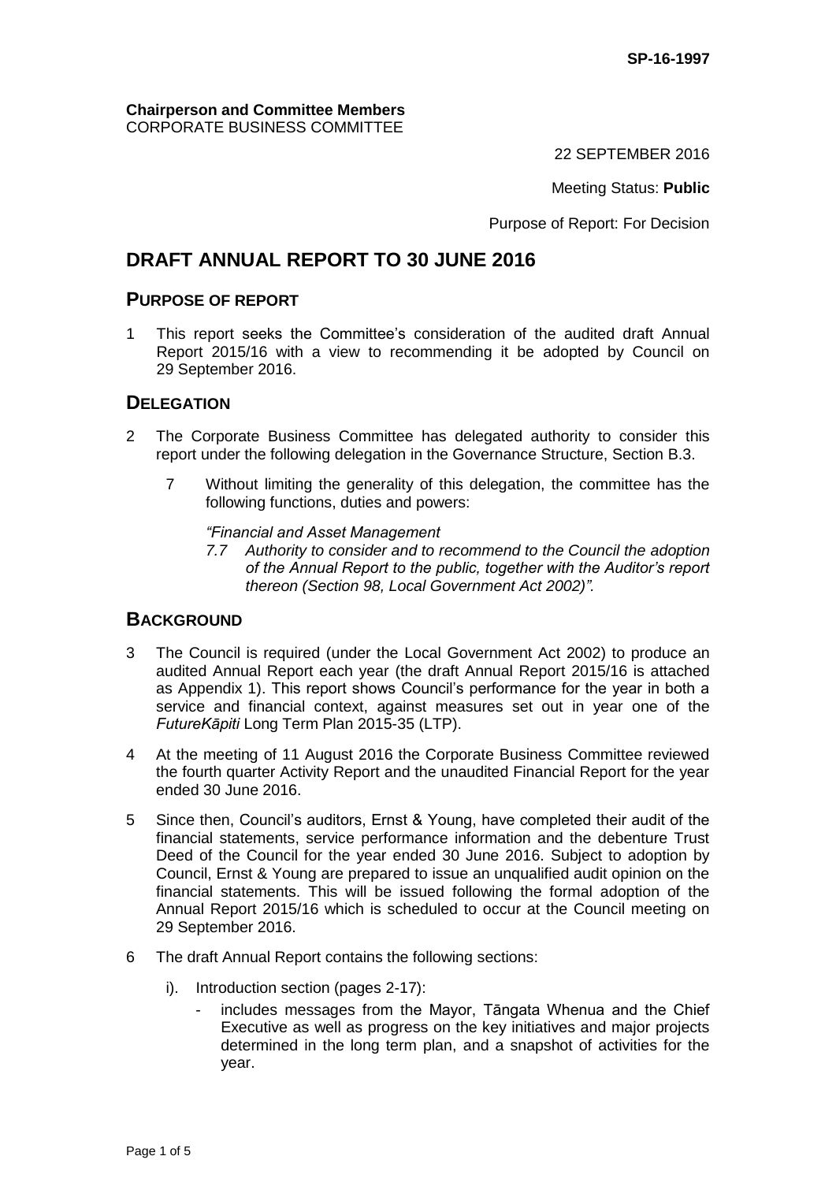SP-16-1997

**Chairperson and Committee Members**
CORPORATE BUSINESS COMMITTEE

22 SEPTEMBER 2016

Meeting Status: **Public**

Purpose of Report: For Decision

# DRAFT ANNUAL REPORT TO 30 JUNE 2016

## PURPOSE OF REPORT

1 This report seeks the Committee's consideration of the audited draft Annual Report 2015/16 with a view to recommending it be adopted by Council on 29 September 2016.

## DELEGATION

2 The Corporate Business Committee has delegated authority to consider this report under the following delegation in the Governance Structure, Section B.3.

   7 Without limiting the generality of this delegation, the committee has the following functions, duties and powers:

   *"Financial and Asset Management*

   *7.7 Authority to consider and to recommend to the Council the adoption of the Annual Report to the public, together with the Auditor's report thereon (Section 98, Local Government Act 2002)".*

## BACKGROUND

3 The Council is required (under the Local Government Act 2002) to produce an audited Annual Report each year (the draft Annual Report 2015/16 is attached as Appendix 1). This report shows Council's performance for the year in both a service and financial context, against measures set out in year one of the *FutureKāpiti* Long Term Plan 2015-35 (LTP).

4 At the meeting of 11 August 2016 the Corporate Business Committee reviewed the fourth quarter Activity Report and the unaudited Financial Report for the year ended 30 June 2016.

5 Since then, Council's auditors, Ernst & Young, have completed their audit of the financial statements, service performance information and the debenture Trust Deed of the Council for the year ended 30 June 2016. Subject to adoption by Council, Ernst & Young are prepared to issue an unqualified audit opinion on the financial statements. This will be issued following the formal adoption of the Annual Report 2015/16 which is scheduled to occur at the Council meeting on 29 September 2016.

6 The draft Annual Report contains the following sections:

   i). Introduction section (pages 2-17):

   - includes messages from the Mayor, Tāngata Whenua and the Chief Executive as well as progress on the key initiatives and major projects determined in the long term plan, and a snapshot of activities for the year.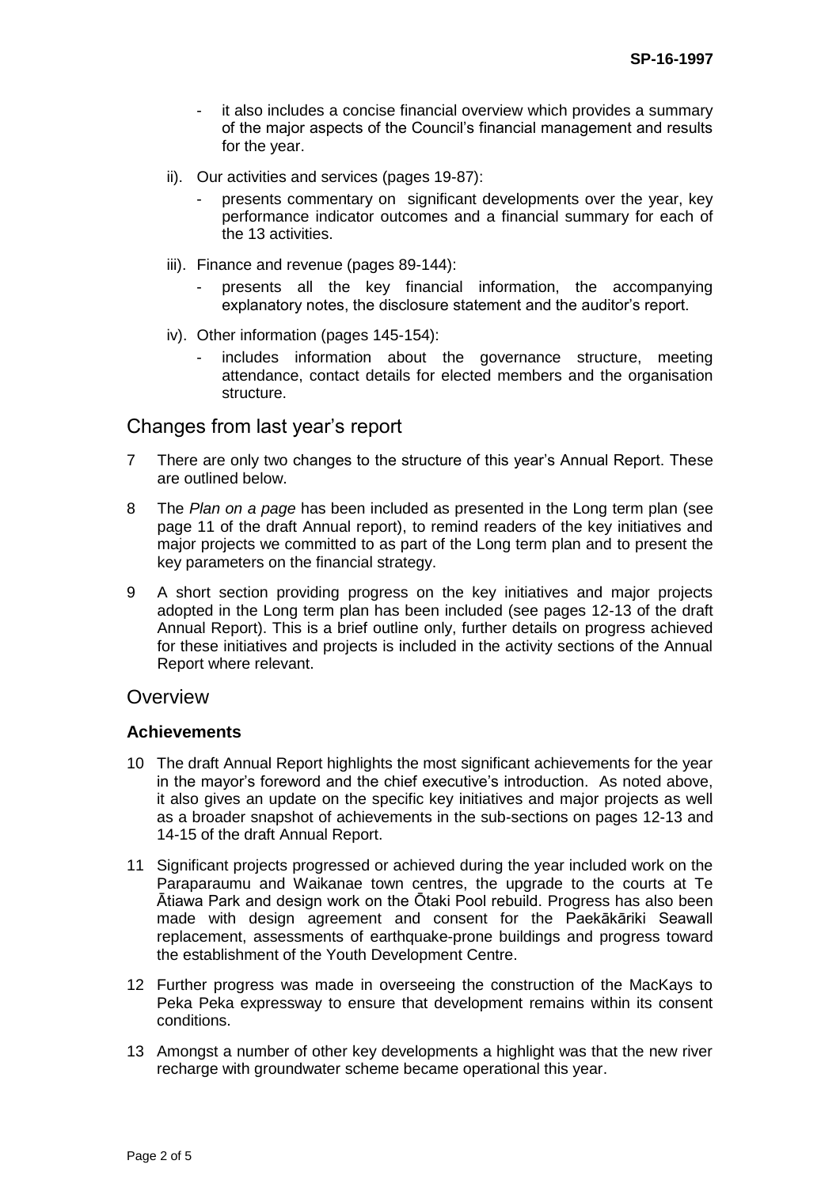- it also includes a concise financial overview which provides a summary of the major aspects of the Council's financial management and results for the year.

ii). Our activities and services (pages 19-87):

- presents commentary on significant developments over the year, key performance indicator outcomes and a financial summary for each of the 13 activities.

iii). Finance and revenue (pages 89-144):

- presents all the key financial information, the accompanying explanatory notes, the disclosure statement and the auditor's report.

iv). Other information (pages 145-154):

- includes information about the governance structure, meeting attendance, contact details for elected members and the organisation structure.

## Changes from last year's report

7 There are only two changes to the structure of this year's Annual Report. These are outlined below.

8 The *Plan on a page* has been included as presented in the Long term plan (see page 11 of the draft Annual report), to remind readers of the key initiatives and major projects we committed to as part of the Long term plan and to present the key parameters on the financial strategy.

9 A short section providing progress on the key initiatives and major projects adopted in the Long term plan has been included (see pages 12-13 of the draft Annual Report). This is a brief outline only, further details on progress achieved for these initiatives and projects is included in the activity sections of the Annual Report where relevant.

## Overview

### Achievements

10 The draft Annual Report highlights the most significant achievements for the year in the mayor's foreword and the chief executive's introduction. As noted above, it also gives an update on the specific key initiatives and major projects as well as a broader snapshot of achievements in the sub-sections on pages 12-13 and 14-15 of the draft Annual Report.

11 Significant projects progressed or achieved during the year included work on the Paraparaumu and Waikanae town centres, the upgrade to the courts at Te Ātiawa Park and design work on the Ōtaki Pool rebuild. Progress has also been made with design agreement and consent for the Paekākāriki Seawall replacement, assessments of earthquake-prone buildings and progress toward the establishment of the Youth Development Centre.

12 Further progress was made in overseeing the construction of the MacKays to Peka Peka expressway to ensure that development remains within its consent conditions.

13 Amongst a number of other key developments a highlight was that the new river recharge with groundwater scheme became operational this year.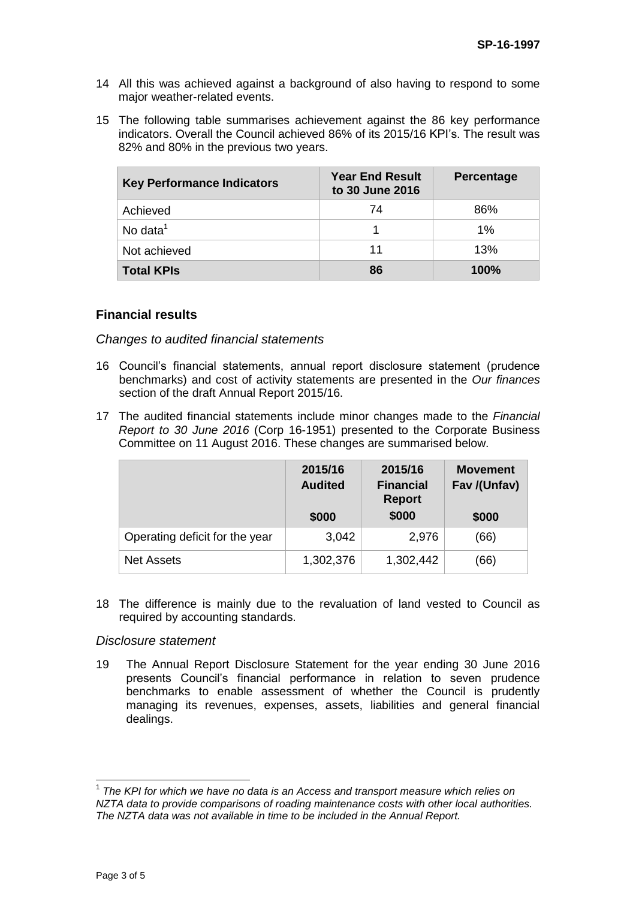14 All this was achieved against a background of also having to respond to some major weather-related events.

15 The following table summarises achievement against the 86 key performance indicators. Overall the Council achieved 86% of its 2015/16 KPI's. The result was 82% and 80% in the previous two years.

| Key Performance Indicators | Year End Result to 30 June 2016 | Percentage |
|---|---|---|
| Achieved | 74 | 86% |
| No data[1] | 1 | 1% |
| Not achieved | 11 | 13% |
| **Total KPIs** | **86** | **100%** |

### Financial results

*Changes to audited financial statements*

16 Council's financial statements, annual report disclosure statement (prudence benchmarks) and cost of activity statements are presented in the *Our finances* section of the draft Annual Report 2015/16.

17 The audited financial statements include minor changes made to the *Financial Report to 30 June 2016* (Corp 16-1951) presented to the Corporate Business Committee on 11 August 2016. These changes are summarised below.

| | 2015/16 Audited $000 | 2015/16 Financial Report $000 | Movement Fav /(Unfav) $000 |
|---|---|---|---|
| Operating deficit for the year | 3,042 | 2,976 | (66) |
| Net Assets | 1,302,376 | 1,302,442 | (66) |

18 The difference is mainly due to the revaluation of land vested to Council as required by accounting standards.

*Disclosure statement*

19 The Annual Report Disclosure Statement for the year ending 30 June 2016 presents Council's financial performance in relation to seven prudence benchmarks to enable assessment of whether the Council is prudently managing its revenues, expenses, assets, liabilities and general financial dealings.

[1] *The KPI for which we have no data is an Access and transport measure which relies on NZTA data to provide comparisons of roading maintenance costs with other local authorities. The NZTA data was not available in time to be included in the Annual Report.*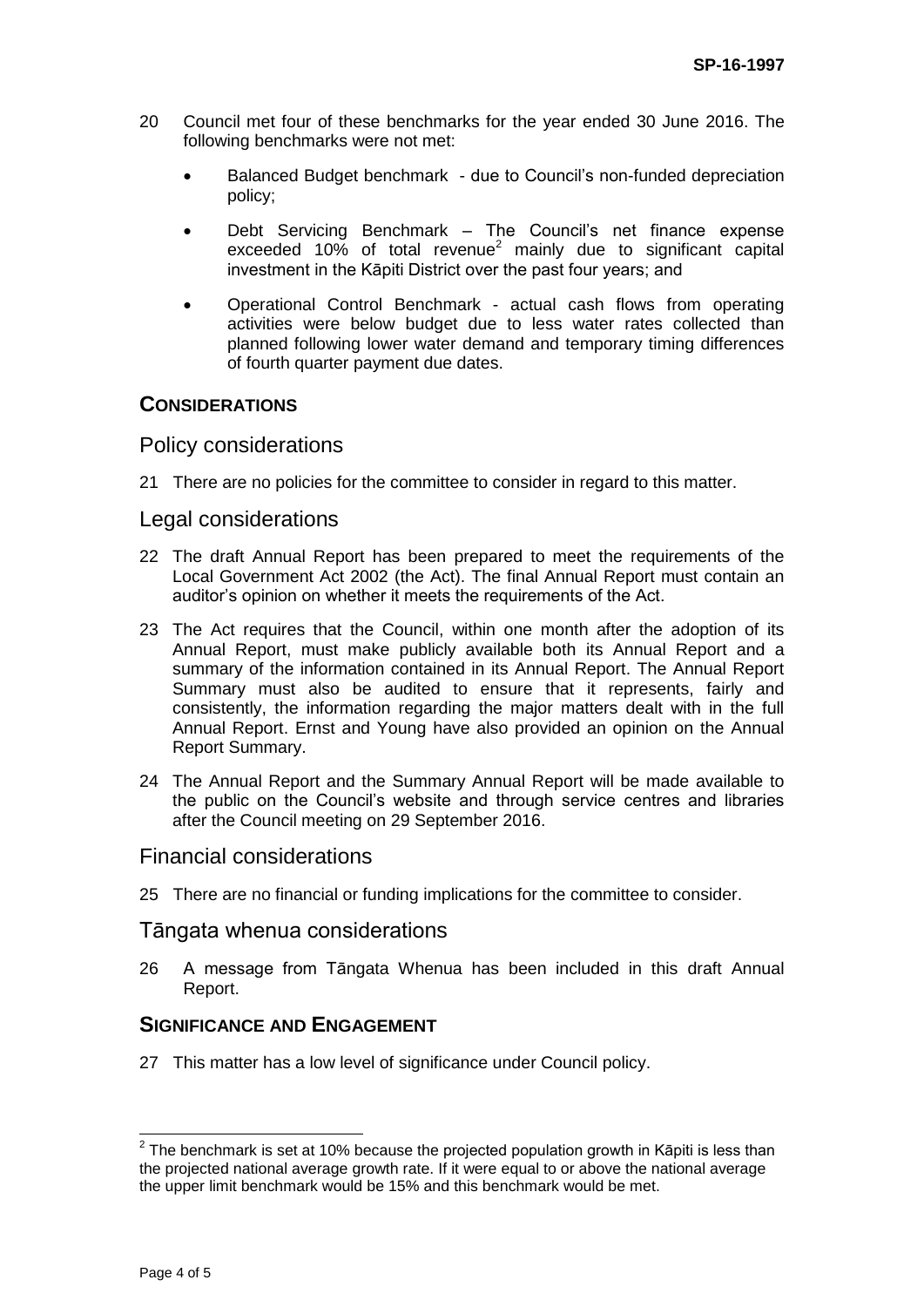20 Council met four of these benchmarks for the year ended 30 June 2016. The following benchmarks were not met:

- Balanced Budget benchmark - due to Council's non-funded depreciation policy;
- Debt Servicing Benchmark – The Council's net finance expense exceeded 10% of total revenue[2] mainly due to significant capital investment in the Kāpiti District over the past four years; and
- Operational Control Benchmark - actual cash flows from operating activities were below budget due to less water rates collected than planned following lower water demand and temporary timing differences of fourth quarter payment due dates.

## CONSIDERATIONS

### Policy considerations

21 There are no policies for the committee to consider in regard to this matter.

### Legal considerations

22 The draft Annual Report has been prepared to meet the requirements of the Local Government Act 2002 (the Act). The final Annual Report must contain an auditor's opinion on whether it meets the requirements of the Act.

23 The Act requires that the Council, within one month after the adoption of its Annual Report, must make publicly available both its Annual Report and a summary of the information contained in its Annual Report. The Annual Report Summary must also be audited to ensure that it represents, fairly and consistently, the information regarding the major matters dealt with in the full Annual Report. Ernst and Young have also provided an opinion on the Annual Report Summary.

24 The Annual Report and the Summary Annual Report will be made available to the public on the Council's website and through service centres and libraries after the Council meeting on 29 September 2016.

### Financial considerations

25 There are no financial or funding implications for the committee to consider.

### Tāngata whenua considerations

26 A message from Tāngata Whenua has been included in this draft Annual Report.

## SIGNIFICANCE AND ENGAGEMENT

27 This matter has a low level of significance under Council policy.

---

[2] The benchmark is set at 10% because the projected population growth in Kāpiti is less than the projected national average growth rate. If it were equal to or above the national average the upper limit benchmark would be 15% and this benchmark would be met.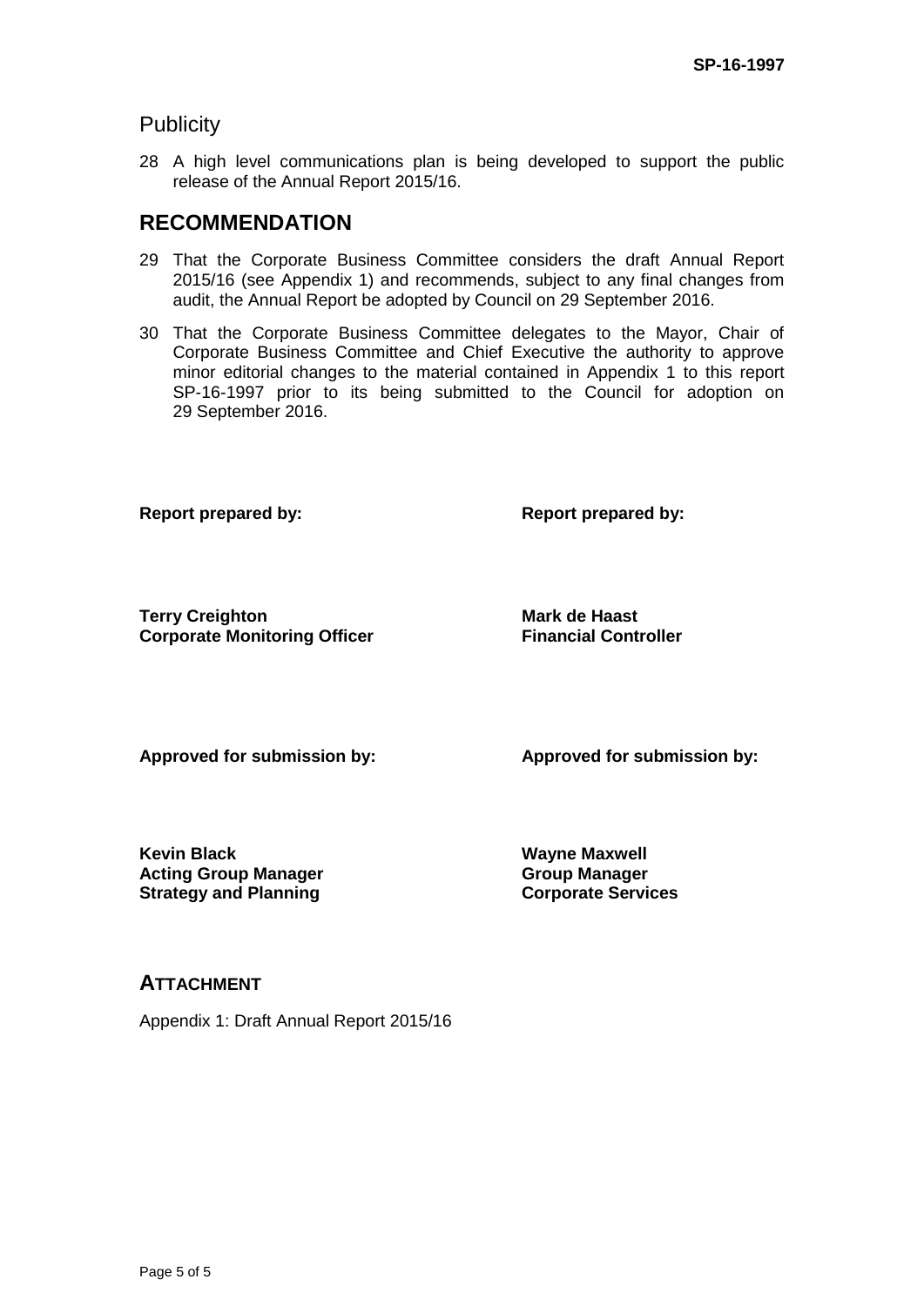## Publicity

28 A high level communications plan is being developed to support the public release of the Annual Report 2015/16.

## RECOMMENDATION

29 That the Corporate Business Committee considers the draft Annual Report 2015/16 (see Appendix 1) and recommends, subject to any final changes from audit, the Annual Report be adopted by Council on 29 September 2016.

30 That the Corporate Business Committee delegates to the Mayor, Chair of Corporate Business Committee and Chief Executive the authority to approve minor editorial changes to the material contained in Appendix 1 to this report SP-16-1997 prior to its being submitted to the Council for adoption on 29 September 2016.

**Report prepared by:**

**Terry Creighton**
**Corporate Monitoring Officer**

**Report prepared by:**

**Mark de Haast**
**Financial Controller**

**Approved for submission by:**

**Kevin Black**
**Acting Group Manager**
**Strategy and Planning**

**Approved for submission by:**

**Wayne Maxwell**
**Group Manager**
**Corporate Services**

## ATTACHMENT

Appendix 1: Draft Annual Report 2015/16